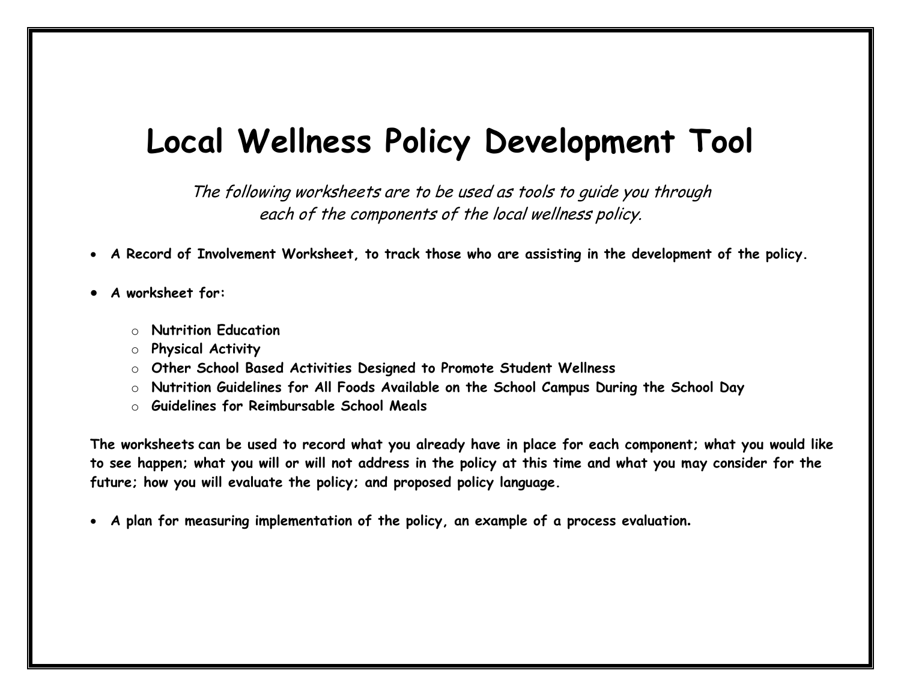# Local Wellness Policy Development Tool

*The following worksheets are to be used as tools to guide you through each of the components of the local wellness policy.*

- **A Record of Involvement Worksheet, to track those who are assisting in the development of the policy.**
- **A worksheet for:**
  - **Nutrition Education**
  - **Physical Activity**
  - **Other School Based Activities Designed to Promote Student Wellness**
  - **Nutrition Guidelines for All Foods Available on the School Campus During the School Day**
  - **Guidelines for Reimbursable School Meals**

**The worksheets can be used to record what you already have in place for each component; what you would like to see happen; what you will or will not address in the policy at this time and what you may consider for the future; how you will evaluate the policy; and proposed policy language.**

- **A plan for measuring implementation of the policy, an example of a process evaluation.**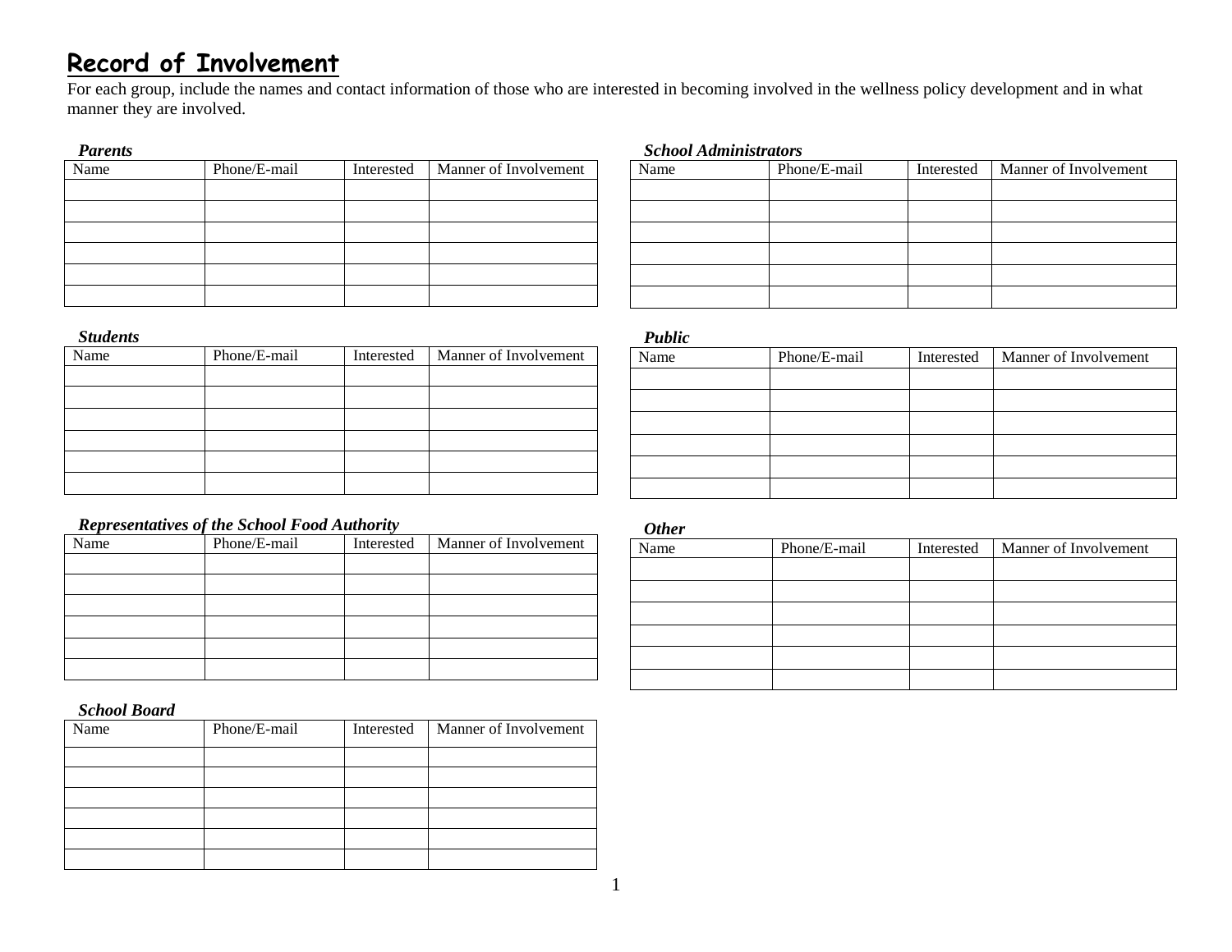# Record of Involvement

For each group, include the names and contact information of those who are interested in becoming involved in the wellness policy development and in what manner they are involved.

***Parents***

| Name | Phone/E-mail | Interested | Manner of Involvement |
|---|---|---|---|
| | | | |
| | | | |
| | | | |
| | | | |
| | | | |
| | | | |

***Students***

| Name | Phone/E-mail | Interested | Manner of Involvement |
|---|---|---|---|
| | | | |
| | | | |
| | | | |
| | | | |
| | | | |
| | | | |

***Representatives of the School Food Authority***

| Name | Phone/E-mail | Interested | Manner of Involvement |
|---|---|---|---|
| | | | |
| | | | |
| | | | |
| | | | |
| | | | |
| | | | |

***School Board***

| Name | Phone/E-mail | Interested | Manner of Involvement |
|---|---|---|---|
| | | | |
| | | | |
| | | | |
| | | | |
| | | | |
| | | | |

***School Administrators***

| Name | Phone/E-mail | Interested | Manner of Involvement |
|---|---|---|---|
| | | | |
| | | | |
| | | | |
| | | | |
| | | | |
| | | | |

***Public***

| Name | Phone/E-mail | Interested | Manner of Involvement |
|---|---|---|---|
| | | | |
| | | | |
| | | | |
| | | | |
| | | | |
| | | | |

***Other***

| Name | Phone/E-mail | Interested | Manner of Involvement |
|---|---|---|---|
| | | | |
| | | | |
| | | | |
| | | | |
| | | | |
| | | | |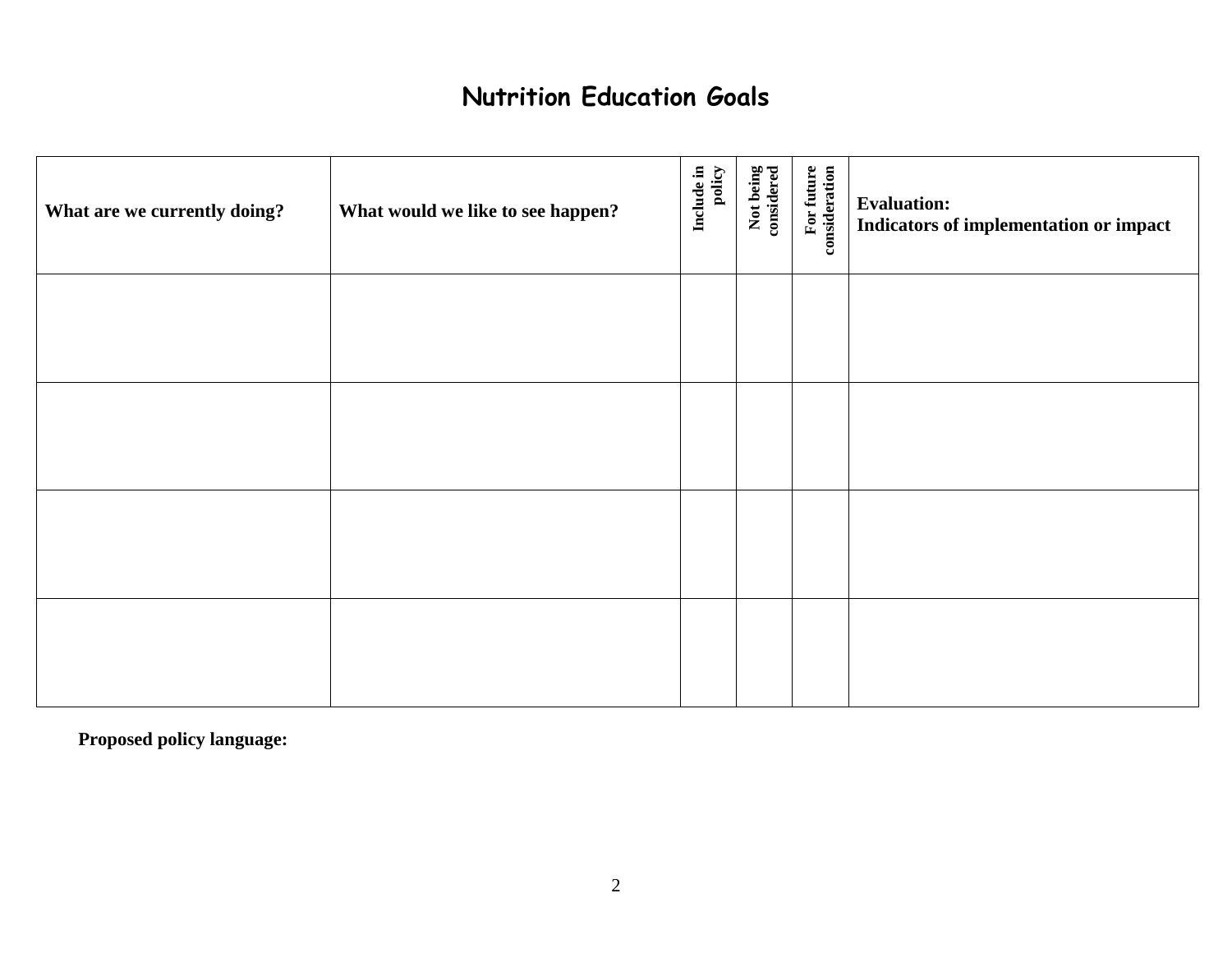# Nutrition Education Goals

| What are we currently doing? | What would we like to see happen? | Include in policy | Not being considered | For future consideration | Evaluation: Indicators of implementation or impact |
|---|---|---|---|---|---|
| | | | | | |
| | | | | | |
| | | | | | |
| | | | | | |

**Proposed policy language:**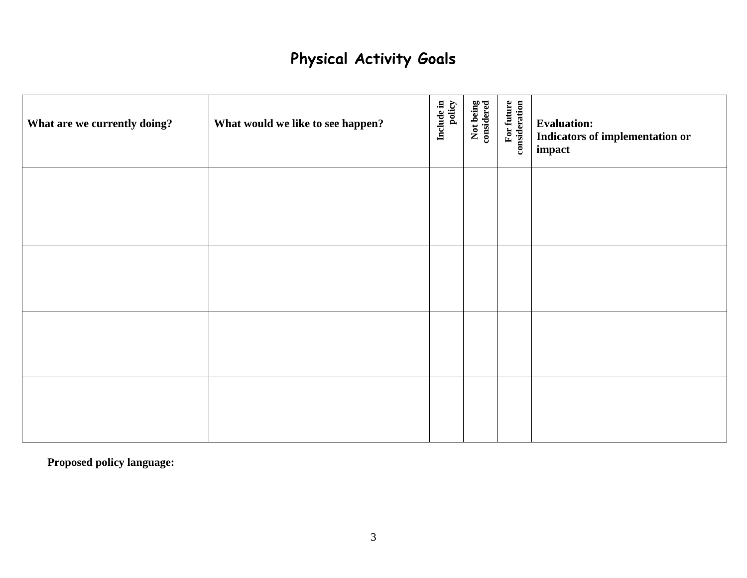# Physical Activity Goals

| What are we currently doing? | What would we like to see happen? | Include in policy | Not being considered | For future consideration | Evaluation: Indicators of implementation or impact |
| --- | --- | --- | --- | --- | --- |
| | | | | | |
| | | | | | |
| | | | | | |
| | | | | | |

**Proposed policy language:**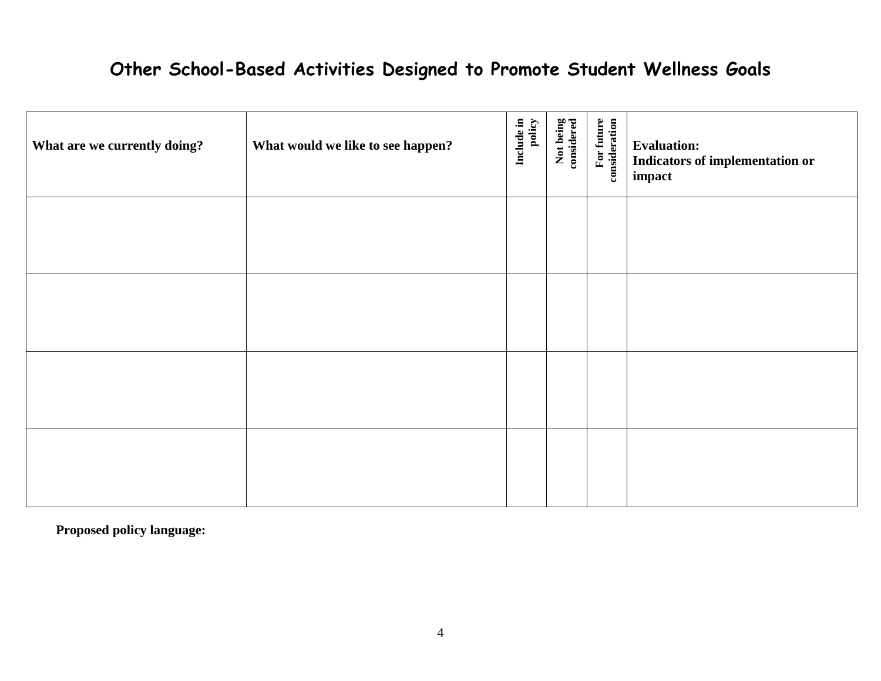# Other School-Based Activities Designed to Promote Student Wellness Goals

| What are we currently doing? | What would we like to see happen? | Include in policy | Not being considered | For future consideration | Evaluation: Indicators of implementation or impact |
|---|---|---|---|---|---|
| | | | | | |
| | | | | | |
| | | | | | |
| | | | | | |

**Proposed policy language:**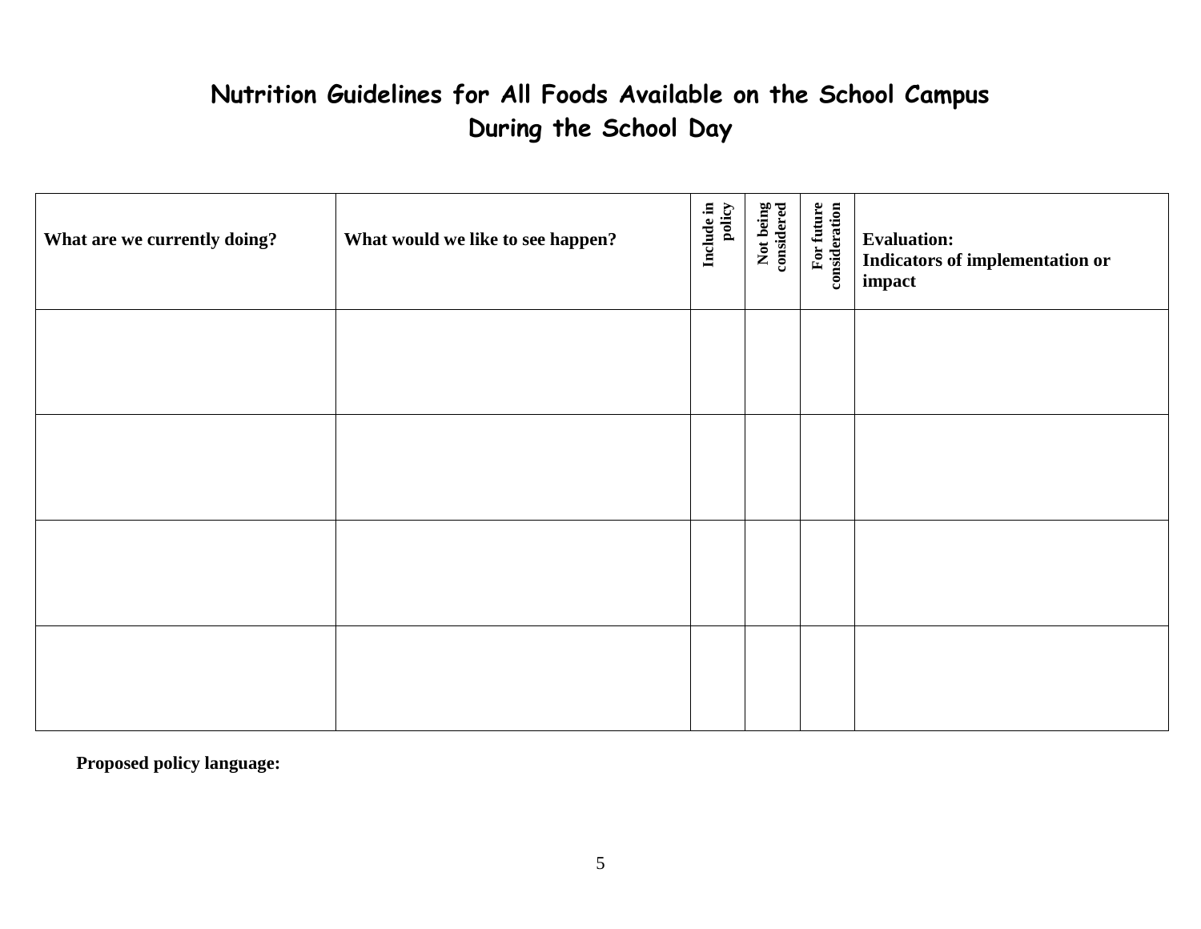# Nutrition Guidelines for All Foods Available on the School Campus During the School Day

| What are we currently doing? | What would we like to see happen? | Include in policy | Not being considered | For future consideration | Evaluation: Indicators of implementation or impact |
|---|---|---|---|---|---|
| | | | | | |
| | | | | | |
| | | | | | |
| | | | | | |

**Proposed policy language:**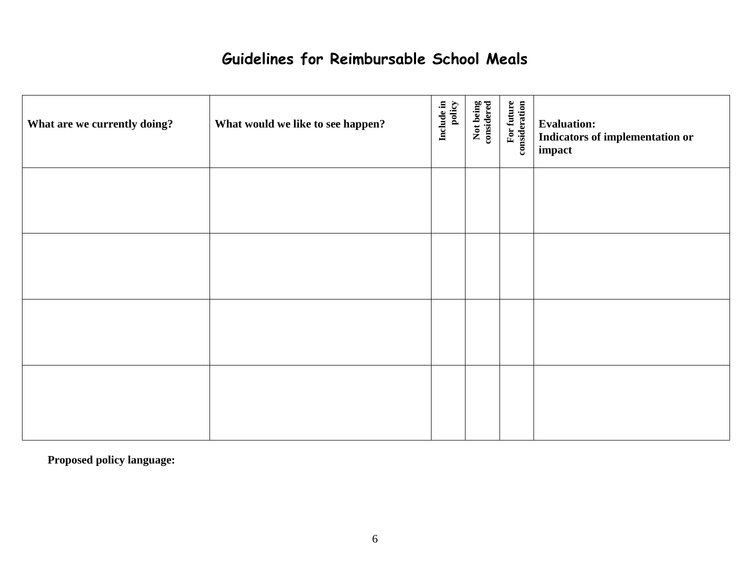# Guidelines for Reimbursable School Meals

| What are we currently doing? | What would we like to see happen? | Include in policy | Not being considered | For future consideration | Evaluation: Indicators of implementation or impact |
|---|---|---|---|---|---|
| | | | | | |
| | | | | | |
| | | | | | |
| | | | | | |

**Proposed policy language:**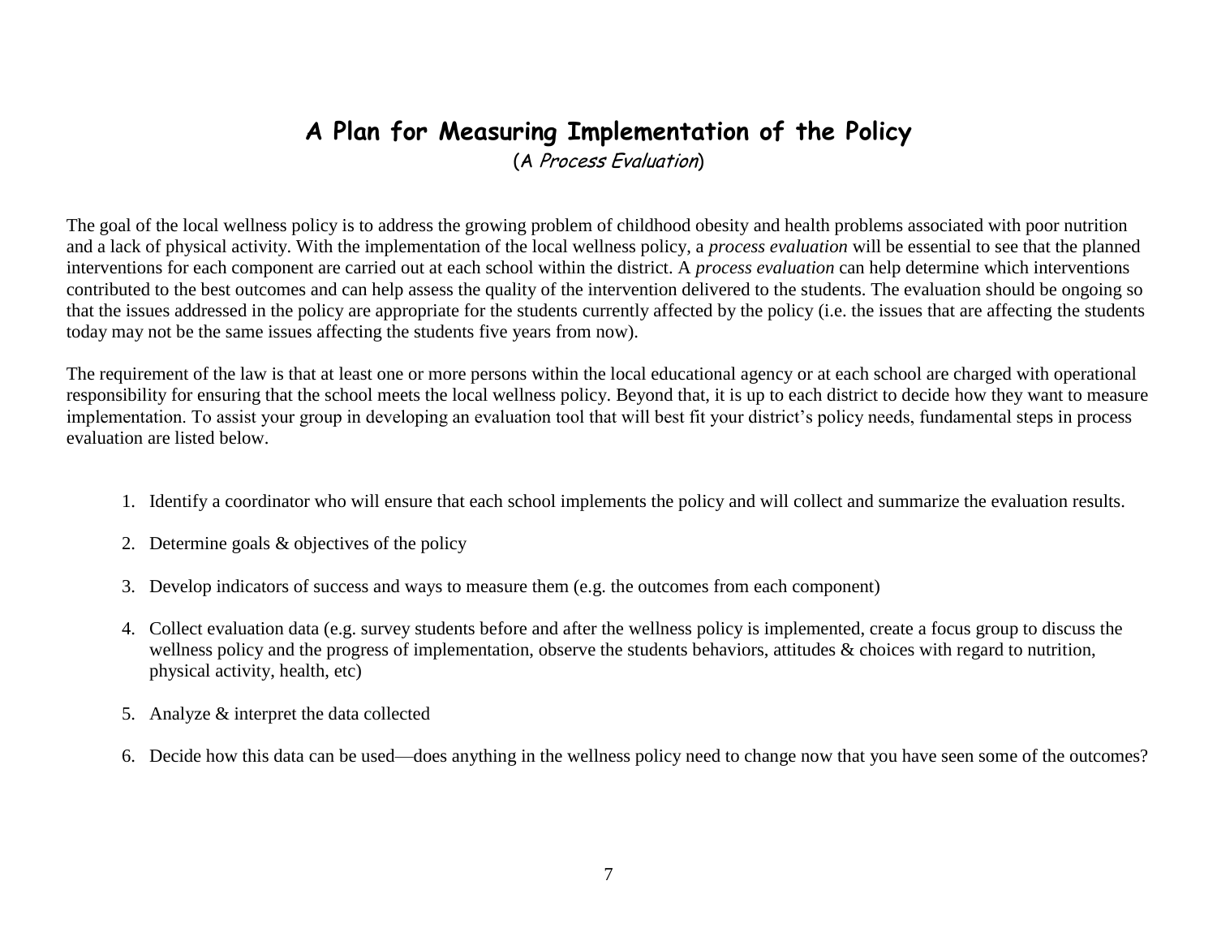# A Plan for Measuring Implementation of the Policy

(A *Process Evaluation*)

The goal of the local wellness policy is to address the growing problem of childhood obesity and health problems associated with poor nutrition and a lack of physical activity. With the implementation of the local wellness policy, a *process evaluation* will be essential to see that the planned interventions for each component are carried out at each school within the district. A *process evaluation* can help determine which interventions contributed to the best outcomes and can help assess the quality of the intervention delivered to the students. The evaluation should be ongoing so that the issues addressed in the policy are appropriate for the students currently affected by the policy (i.e. the issues that are affecting the students today may not be the same issues affecting the students five years from now).

The requirement of the law is that at least one or more persons within the local educational agency or at each school are charged with operational responsibility for ensuring that the school meets the local wellness policy. Beyond that, it is up to each district to decide how they want to measure implementation. To assist your group in developing an evaluation tool that will best fit your district's policy needs, fundamental steps in process evaluation are listed below.

1. Identify a coordinator who will ensure that each school implements the policy and will collect and summarize the evaluation results.

2. Determine goals & objectives of the policy

3. Develop indicators of success and ways to measure them (e.g. the outcomes from each component)

4. Collect evaluation data (e.g. survey students before and after the wellness policy is implemented, create a focus group to discuss the wellness policy and the progress of implementation, observe the students behaviors, attitudes & choices with regard to nutrition, physical activity, health, etc)

5. Analyze & interpret the data collected

6. Decide how this data can be used—does anything in the wellness policy need to change now that you have seen some of the outcomes?